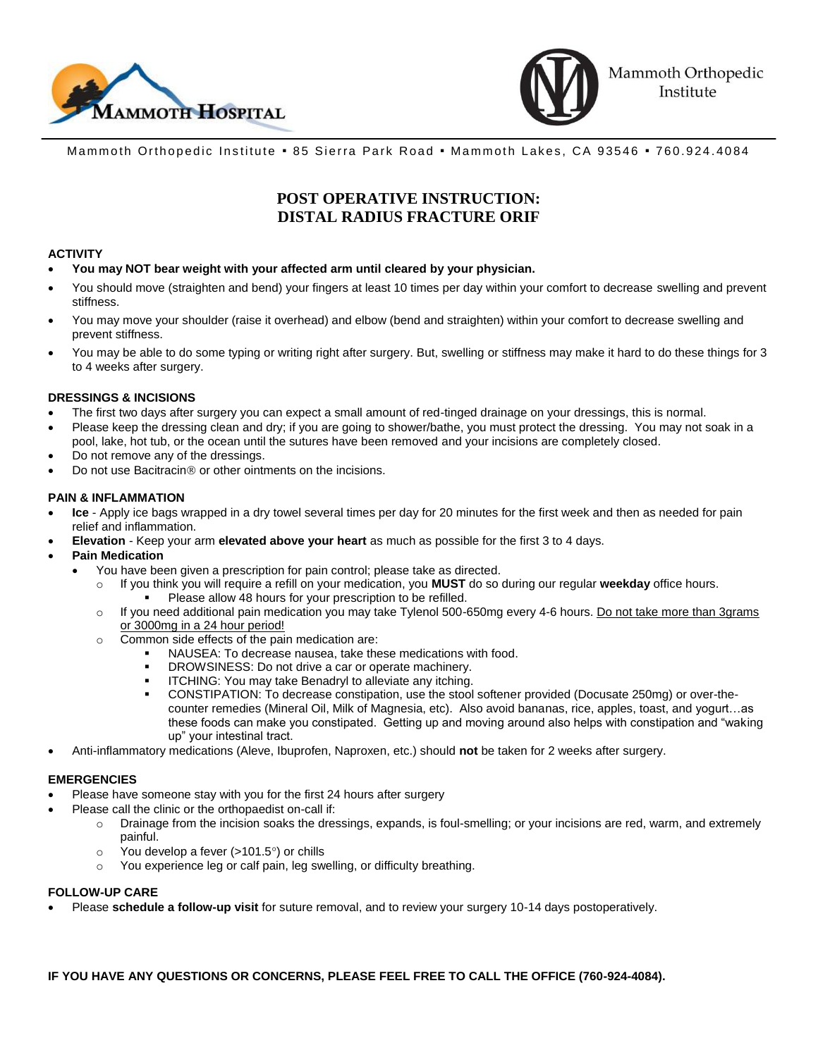Mammoth Hospital

Mammoth Orthopedic Institute

Mammoth Orthopedic Institute ▪ 85 Sierra Park Road ▪ Mammoth Lakes, CA 93546 ▪ 760.924.4084

# POST OPERATIVE INSTRUCTION: DISTAL RADIUS FRACTURE ORIF

### ACTIVITY

- **You may NOT bear weight with your affected arm until cleared by your physician.**
- You should move (straighten and bend) your fingers at least 10 times per day within your comfort to decrease swelling and prevent stiffness.
- You may move your shoulder (raise it overhead) and elbow (bend and straighten) within your comfort to decrease swelling and prevent stiffness.
- You may be able to do some typing or writing right after surgery. But, swelling or stiffness may make it hard to do these things for 3 to 4 weeks after surgery.

### DRESSINGS & INCISIONS

- The first two days after surgery you can expect a small amount of red-tinged drainage on your dressings, this is normal.
- Please keep the dressing clean and dry; if you are going to shower/bathe, you must protect the dressing. You may not soak in a pool, lake, hot tub, or the ocean until the sutures have been removed and your incisions are completely closed.
- Do not remove any of the dressings.
- Do not use Bacitracin® or other ointments on the incisions.

### PAIN & INFLAMMATION

- **Ice** - Apply ice bags wrapped in a dry towel several times per day for 20 minutes for the first week and then as needed for pain relief and inflammation.
- **Elevation** - Keep your arm **elevated above your heart** as much as possible for the first 3 to 4 days.
- **Pain Medication**
  - You have been given a prescription for pain control; please take as directed.
    - If you think you will require a refill on your medication, you **MUST** do so during our regular **weekday** office hours.
      - Please allow 48 hours for your prescription to be refilled.
    - If you need additional pain medication you may take Tylenol 500-650mg every 4-6 hours. <u>Do not take more than 3grams or 3000mg in a 24 hour period!</u>
    - Common side effects of the pain medication are:
      - NAUSEA: To decrease nausea, take these medications with food.
      - DROWSINESS: Do not drive a car or operate machinery.
      - ITCHING: You may take Benadryl to alleviate any itching.
      - CONSTIPATION: To decrease constipation, use the stool softener provided (Docusate 250mg) or over-the-counter remedies (Mineral Oil, Milk of Magnesia, etc). Also avoid bananas, rice, apples, toast, and yogurt…as these foods can make you constipated. Getting up and moving around also helps with constipation and "waking up" your intestinal tract.
- Anti-inflammatory medications (Aleve, Ibuprofen, Naproxen, etc.) should **not** be taken for 2 weeks after surgery.

### EMERGENCIES

- Please have someone stay with you for the first 24 hours after surgery
- Please call the clinic or the orthopaedist on-call if:
  - Drainage from the incision soaks the dressings, expands, is foul-smelling; or your incisions are red, warm, and extremely painful.
  - You develop a fever (>101.5°) or chills
  - You experience leg or calf pain, leg swelling, or difficulty breathing.

### FOLLOW-UP CARE

- Please **schedule a follow-up visit** for suture removal, and to review your surgery 10-14 days postoperatively.

**IF YOU HAVE ANY QUESTIONS OR CONCERNS, PLEASE FEEL FREE TO CALL THE OFFICE (760-924-4084).**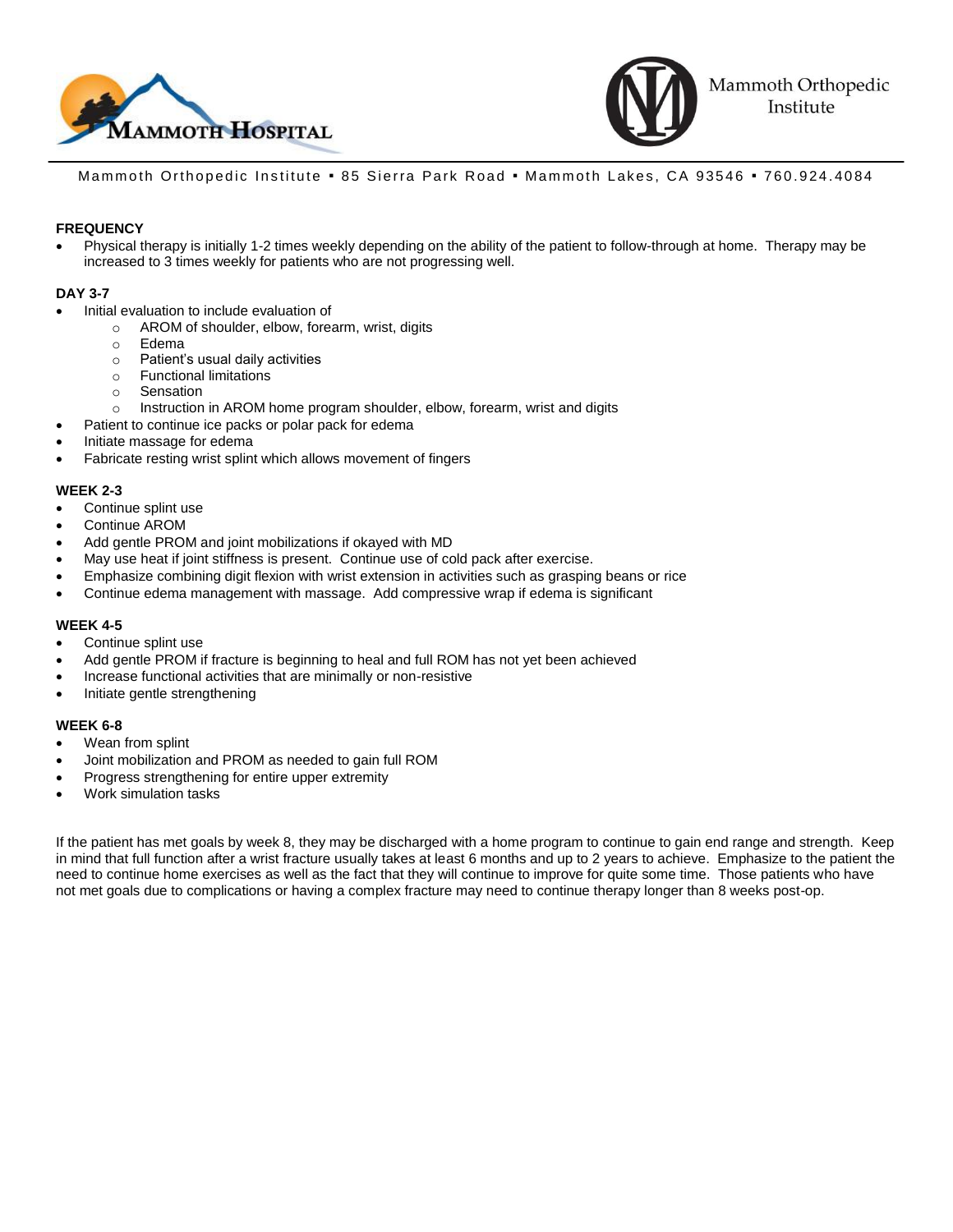**FREQUENCY**

- Physical therapy is initially 1-2 times weekly depending on the ability of the patient to follow-through at home. Therapy may be increased to 3 times weekly for patients who are not progressing well.

**DAY 3-7**

- Initial evaluation to include evaluation of
  - AROM of shoulder, elbow, forearm, wrist, digits
  - Edema
  - Patient's usual daily activities
  - Functional limitations
  - Sensation
  - Instruction in AROM home program shoulder, elbow, forearm, wrist and digits
- Patient to continue ice packs or polar pack for edema
- Initiate massage for edema
- Fabricate resting wrist splint which allows movement of fingers

**WEEK 2-3**

- Continue splint use
- Continue AROM
- Add gentle PROM and joint mobilizations if okayed with MD
- May use heat if joint stiffness is present. Continue use of cold pack after exercise.
- Emphasize combining digit flexion with wrist extension in activities such as grasping beans or rice
- Continue edema management with massage. Add compressive wrap if edema is significant

**WEEK 4-5**

- Continue splint use
- Add gentle PROM if fracture is beginning to heal and full ROM has not yet been achieved
- Increase functional activities that are minimally or non-resistive
- Initiate gentle strengthening

**WEEK 6-8**

- Wean from splint
- Joint mobilization and PROM as needed to gain full ROM
- Progress strengthening for entire upper extremity
- Work simulation tasks

If the patient has met goals by week 8, they may be discharged with a home program to continue to gain end range and strength. Keep in mind that full function after a wrist fracture usually takes at least 6 months and up to 2 years to achieve. Emphasize to the patient the need to continue home exercises as well as the fact that they will continue to improve for quite some time. Those patients who have not met goals due to complications or having a complex fracture may need to continue therapy longer than 8 weeks post-op.